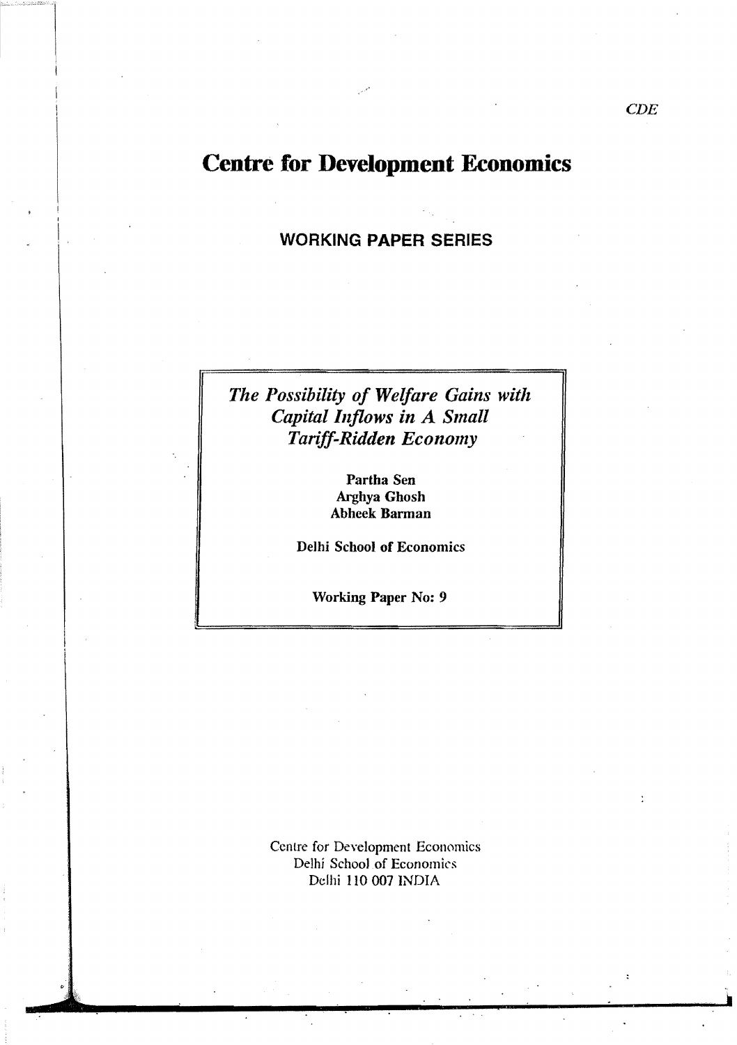CDE

# Centre for Development Economics

## WORKING PAPER SERIES

*The Possibility of Welfare Gains with Capital Inflows in A Small Tariff-Ridden Economy*

**Partha Sen**
**Arghya Ghosh**
**Abheek Barman**

**Delhi School of Economics**

**Working Paper No: 9**

Centre for Development Economics
Delhi School of Economics
Delhi 110 007 INDIA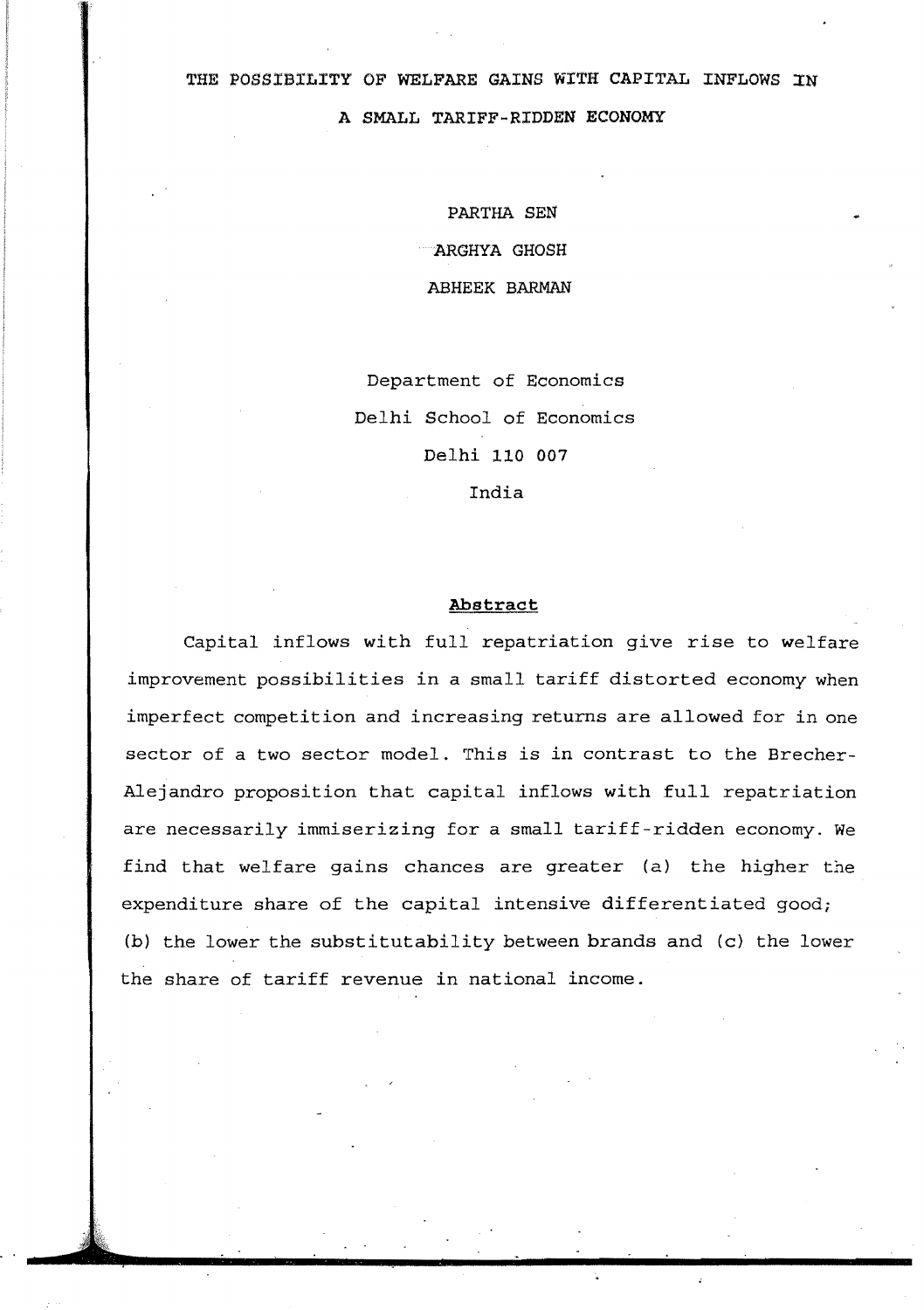# THE POSSIBILITY OF WELFARE GAINS WITH CAPITAL INFLOWS IN A SMALL TARIFF-RIDDEN ECONOMY

PARTHA SEN

ARGHYA GHOSH

ABHEEK BARMAN

Department of Economics
Delhi School of Economics
Delhi 110 007
India

## Abstract

Capital inflows with full repatriation give rise to welfare improvement possibilities in a small tariff distorted economy when imperfect competition and increasing returns are allowed for in one sector of a two sector model. This is in contrast to the Brecher-Alejandro proposition that capital inflows with full repatriation are necessarily immiserizing for a small tariff-ridden economy. We find that welfare gains chances are greater (a) the higher the expenditure share of the capital intensive differentiated good; (b) the lower the substitutability between brands and (c) the lower the share of tariff revenue in national income.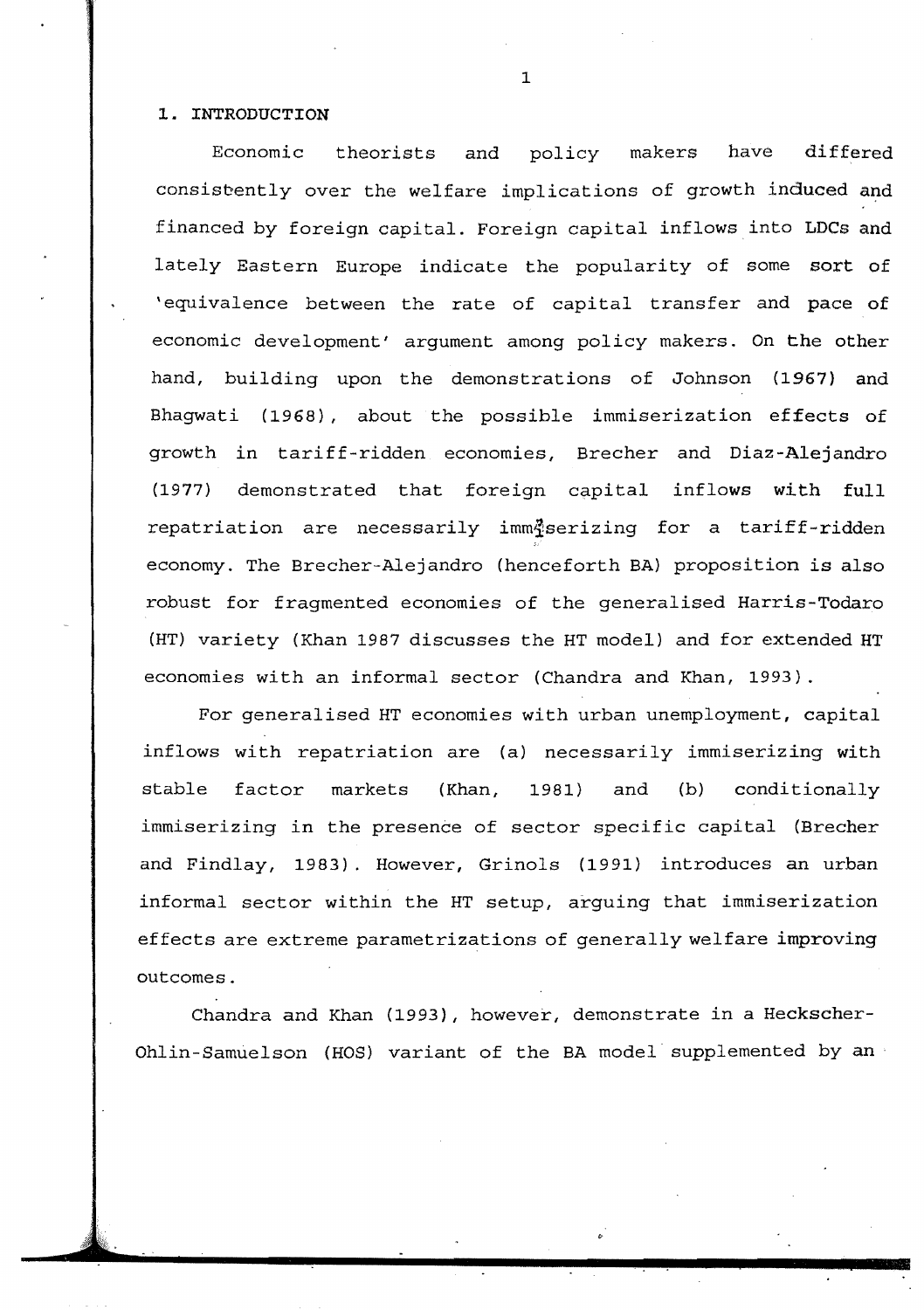## 1. INTRODUCTION

Economic theorists and policy makers have differed consistently over the welfare implications of growth induced and financed by foreign capital. Foreign capital inflows into LDCs and lately Eastern Europe indicate the popularity of some sort of 'equivalence between the rate of capital transfer and pace of economic development' argument among policy makers. On the other hand, building upon the demonstrations of Johnson (1967) and Bhagwati (1968), about the possible immiserization effects of growth in tariff-ridden economies, Brecher and Diaz-Alejandro (1977) demonstrated that foreign capital inflows with full repatriation are necessarily immiserizing for a tariff-ridden economy. The Brecher-Alejandro (henceforth BA) proposition is also robust for fragmented economies of the generalised Harris-Todaro (HT) variety (Khan 1987 discusses the HT model) and for extended HT economies with an informal sector (Chandra and Khan, 1993).

For generalised HT economies with urban unemployment, capital inflows with repatriation are (a) necessarily immiserizing with stable factor markets (Khan, 1981) and (b) conditionally immiserizing in the presence of sector specific capital (Brecher and Findlay, 1983). However, Grinols (1991) introduces an urban informal sector within the HT setup, arguing that immiserization effects are extreme parametrizations of generally welfare improving outcomes.

Chandra and Khan (1993), however, demonstrate in a Heckscher-Ohlin-Samuelson (HOS) variant of the BA model supplemented by an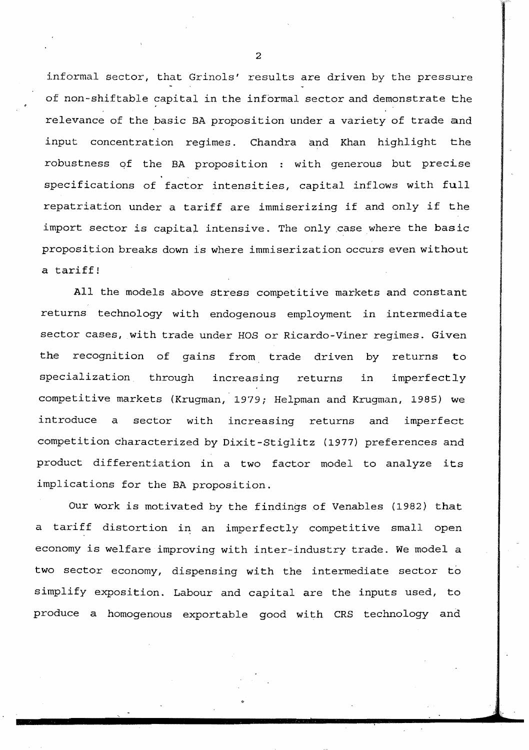informal sector, that Grinols' results are driven by the pressure of non-shiftable capital in the informal sector and demonstrate the relevance of the basic BA proposition under a variety of trade and input concentration regimes. Chandra and Khan highlight the robustness of the BA proposition : with generous but precise specifications of factor intensities, capital inflows with full repatriation under a tariff are immiserizing if and only if the import sector is capital intensive. The only case where the basic proposition breaks down is where immiserization occurs even without a tariff!

All the models above stress competitive markets and constant returns technology with endogenous employment in intermediate sector cases, with trade under HOS or Ricardo-Viner regimes. Given the recognition of gains from trade driven by returns to specialization through increasing returns in imperfectly competitive markets (Krugman, 1979; Helpman and Krugman, 1985) we introduce a sector with increasing returns and imperfect competition characterized by Dixit-Stiglitz (1977) preferences and product differentiation in a two factor model to analyze its implications for the BA proposition.

Our work is motivated by the findings of Venables (1982) that a tariff distortion in an imperfectly competitive small open economy is welfare improving with inter-industry trade. We model a two sector economy, dispensing with the intermediate sector to simplify exposition. Labour and capital are the inputs used, to produce a homogenous exportable good with CRS technology and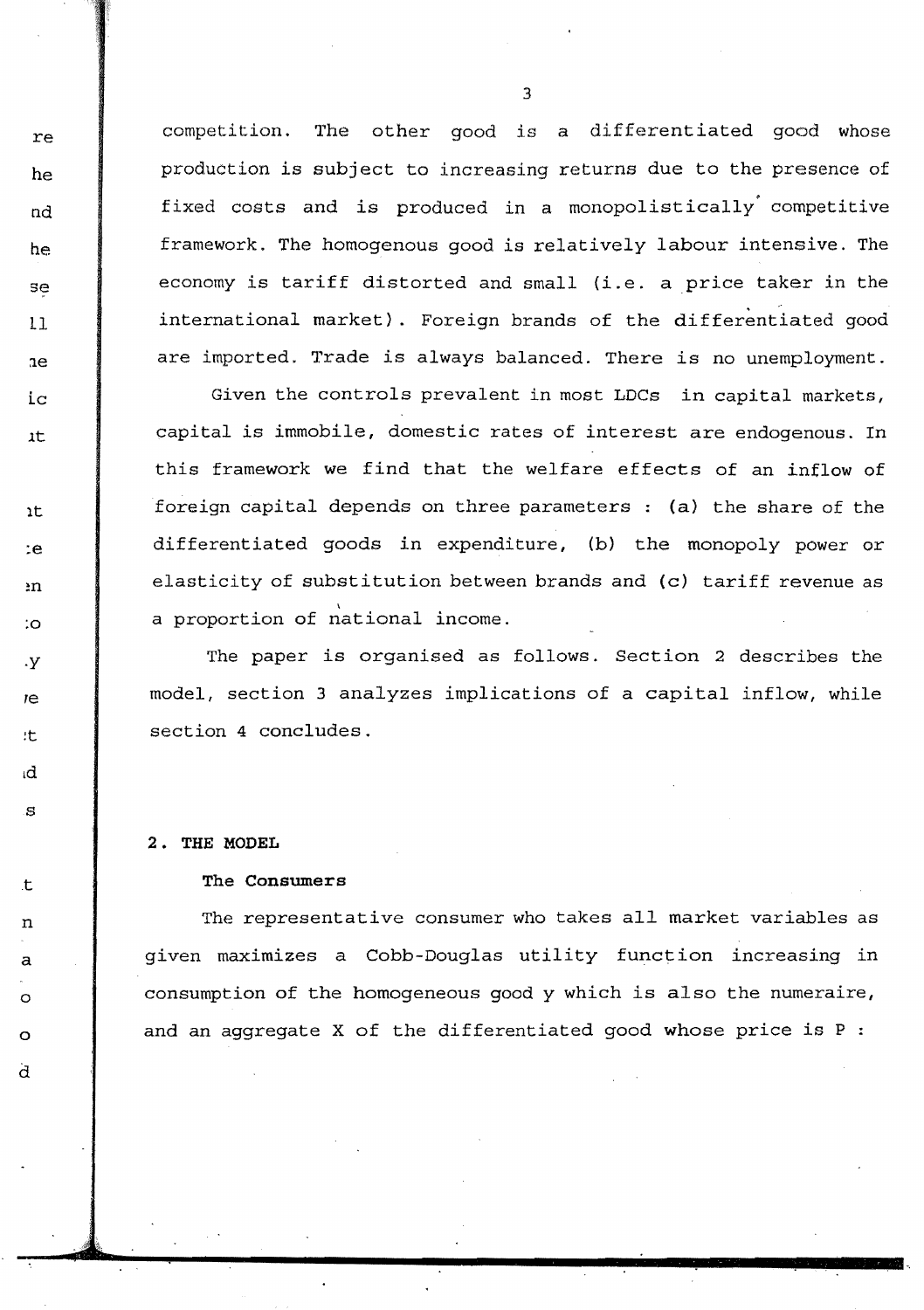competition. The other good is a differentiated good whose production is subject to increasing returns due to the presence of fixed costs and is produced in a monopolistically competitive framework. The homogenous good is relatively labour intensive. The economy is tariff distorted and small (i.e. a price taker in the international market). Foreign brands of the differentiated good are imported. Trade is always balanced. There is no unemployment.

Given the controls prevalent in most LDCs in capital markets, capital is immobile, domestic rates of interest are endogenous. In this framework we find that the welfare effects of an inflow of foreign capital depends on three parameters : (a) the share of the differentiated goods in expenditure, (b) the monopoly power or elasticity of substitution between brands and (c) tariff revenue as a proportion of national income.

The paper is organised as follows. Section 2 describes the model, section 3 analyzes implications of a capital inflow, while section 4 concludes.

## 2. THE MODEL

### The Consumers

The representative consumer who takes all market variables as given maximizes a Cobb-Douglas utility function increasing in consumption of the homogeneous good y which is also the numeraire, and an aggregate X of the differentiated good whose price is P :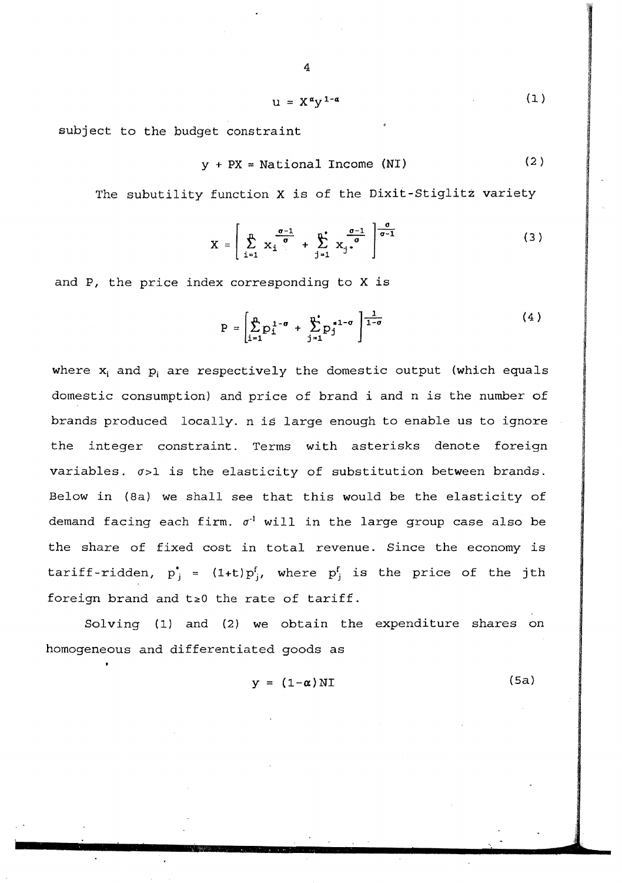$$u = X^{\alpha} y^{1-\alpha} \tag{1}$$

subject to the budget constraint

$$y + PX = \text{National Income (NI)} \tag{2}$$

The subutility function X is of the Dixit-Stiglitz variety

$$X = \left[ \sum_{i=1}^{n} x_i^{\frac{\sigma-1}{\sigma}} + \sum_{j=1}^{n^*} x_{j^*}^{\frac{\sigma-1}{\sigma}} \right]^{\frac{\sigma}{\sigma-1}} \tag{3}$$

and P, the price index corresponding to X is

$$P = \left[ \sum_{i=1}^{n} p_i^{1-\sigma} + \sum_{j=1}^{n^*} p_j^{*1-\sigma} \right]^{\frac{1}{1-\sigma}} \tag{4}$$

where $x_i$ and $p_i$ are respectively the domestic output (which equals domestic consumption) and price of brand i and n is the number of brands produced locally. n is large enough to enable us to ignore the integer constraint. Terms with asterisks denote foreign variables. $\sigma>1$ is the elasticity of substitution between brands. Below in (8a) we shall see that this would be the elasticity of demand facing each firm. $\sigma^{-1}$ will in the large group case also be the share of fixed cost in total revenue. Since the economy is tariff-ridden, $p^*_j = (1+t)p^f_j$, where $p^f_j$ is the price of the jth foreign brand and $t \geq 0$ the rate of tariff.

Solving (1) and (2) we obtain the expenditure shares on homogeneous and differentiated goods as

$$y = (1-\alpha)\text{NI} \tag{5a}$$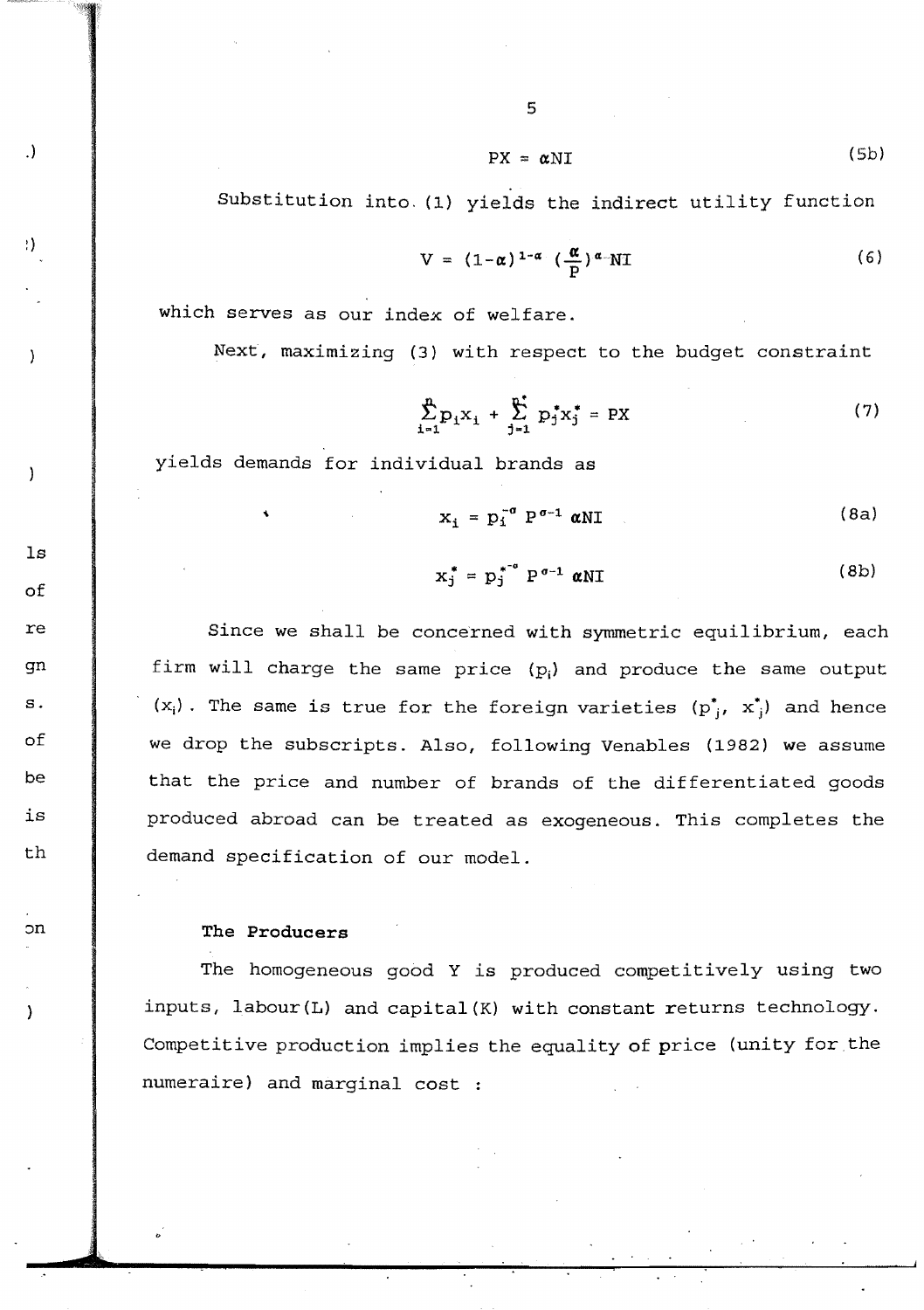$$PX = \alpha NI \tag{5b}$$

Substitution into (1) yields the indirect utility function

$$V = (1-\alpha)^{1-\alpha} \left(\frac{\alpha}{P}\right)^{\alpha} NI \tag{6}$$

which serves as our index of welfare.

Next, maximizing (3) with respect to the budget constraint

$$\sum_{i=1}^{n} p_i x_i + \sum_{j=1}^{n^*} p_j^* x_j^* = PX \tag{7}$$

yields demands for individual brands as

$$x_i = p_i^{-\sigma} P^{\sigma-1} \alpha NI \tag{8a}$$

$$x_j^* = p_j^{*-\sigma} P^{\sigma-1} \alpha NI \tag{8b}$$

Since we shall be concerned with symmetric equilibrium, each firm will charge the same price ($p_i$) and produce the same output ($x_i$). The same is true for the foreign varieties ($p^*_j$, $x^*_j$) and hence we drop the subscripts. Also, following Venables (1982) we assume that the price and number of brands of the differentiated goods produced abroad can be treated as exogeneous. This completes the demand specification of our model.

**The Producers**

The homogeneous good Y is produced competitively using two inputs, labour(L) and capital(K) with constant returns technology. Competitive production implies the equality of price (unity for the numeraire) and marginal cost :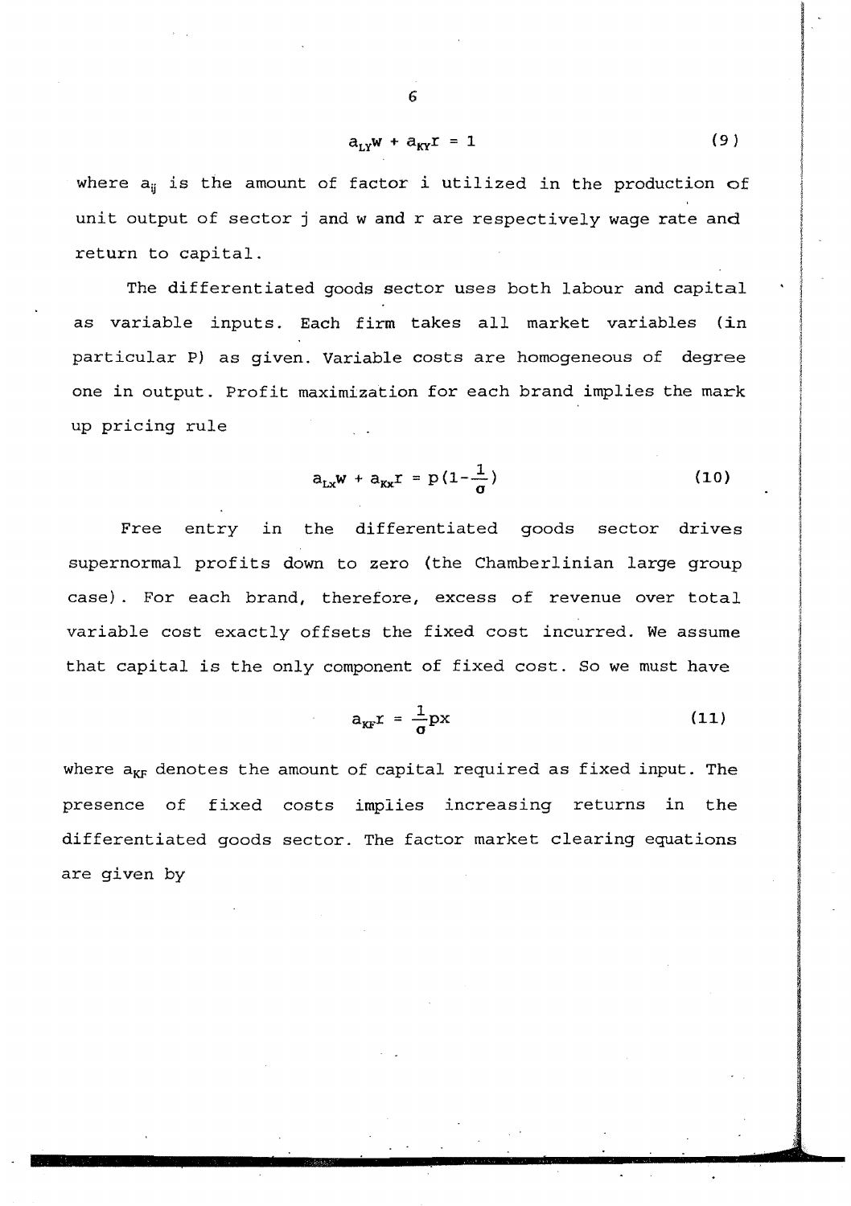$$a_{LY}w + a_{KY}r = 1 \tag{9}$$

where $a_{ij}$ is the amount of factor i utilized in the production of unit output of sector j and w and r are respectively wage rate and return to capital.

The differentiated goods sector uses both labour and capital as variable inputs. Each firm takes all market variables (in particular P) as given. Variable costs are homogeneous of degree one in output. Profit maximization for each brand implies the mark up pricing rule

$$a_{Lx}w + a_{Kx}r = p(1-\frac{1}{\sigma}) \tag{10}$$

Free entry in the differentiated goods sector drives supernormal profits down to zero (the Chamberlinian large group case). For each brand, therefore, excess of revenue over total variable cost exactly offsets the fixed cost incurred. We assume that capital is the only component of fixed cost. So we must have

$$a_{KF}r = \frac{1}{\sigma}px \tag{11}$$

where $a_{KF}$ denotes the amount of capital required as fixed input. The presence of fixed costs implies increasing returns in the differentiated goods sector. The factor market clearing equations are given by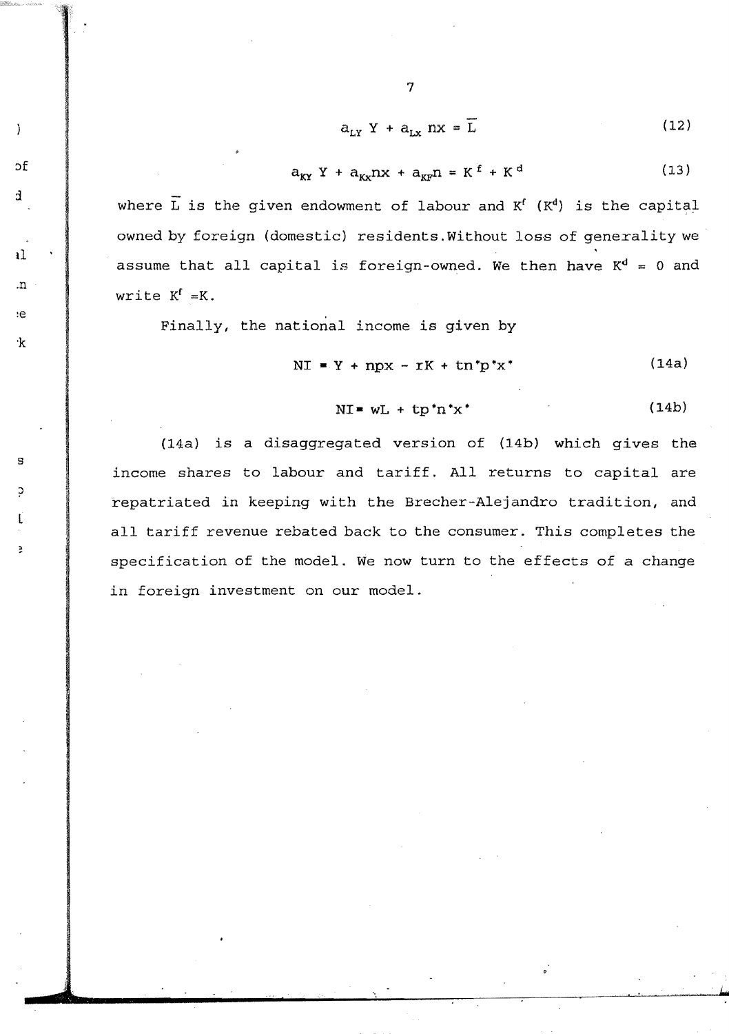$$a_{LY}\ Y + a_{Lx}\ nx = \bar{L} \tag{12}$$

$$a_{KY}\ Y + a_{Kx}nx + a_{KF}n = K^{f} + K^{d} \tag{13}$$

where $\bar{L}$ is the given endowment of labour and $K^f$ ($K^d$) is the capital owned by foreign (domestic) residents.Without loss of generality we assume that all capital is foreign-owned. We then have $K^d = 0$ and write $K^f = K$.

Finally, the national income is given by

$$NI = Y + npx - rK + tn^*p^*x^* \tag{14a}$$

$$NI = wL + tp^*n^*x^* \tag{14b}$$

(14a) is a disaggregated version of (14b) which gives the income shares to labour and tariff. All returns to capital are repatriated in keeping with the Brecher-Alejandro tradition, and all tariff revenue rebated back to the consumer. This completes the specification of the model. We now turn to the effects of a change in foreign investment on our model.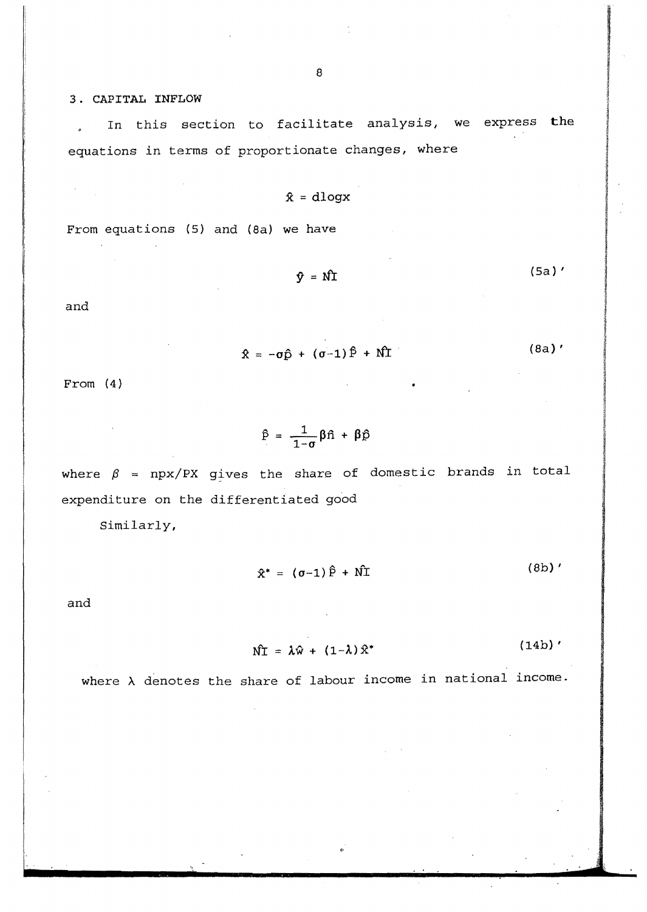## 3. CAPITAL INFLOW

In this section to facilitate analysis, we express the equations in terms of proportionate changes, where

$$\hat{x} = d\log x$$

From equations (5) and (8a) we have

$$\hat{y} = \hat{NI} \tag{5a)'}$$

and

$$\hat{x} = -\sigma\hat{p} + (\sigma-1)\hat{P} + \hat{NI} \tag{8a)'}$$

From (4)

$$\hat{P} = \frac{1}{1-\sigma}\beta\hat{n} + \beta\hat{p}$$

where $\beta$ = npx/PX gives the share of domestic brands in total expenditure on the differentiated good

Similarly,

$$\hat{x}^{*} = (\sigma-1)\hat{P} + \hat{NI} \tag{8b)'}$$

and

$$\hat{NI} = \lambda\hat{w} + (1-\lambda)\hat{x}^{*} \tag{14b)'}$$

where $\lambda$ denotes the share of labour income in national income.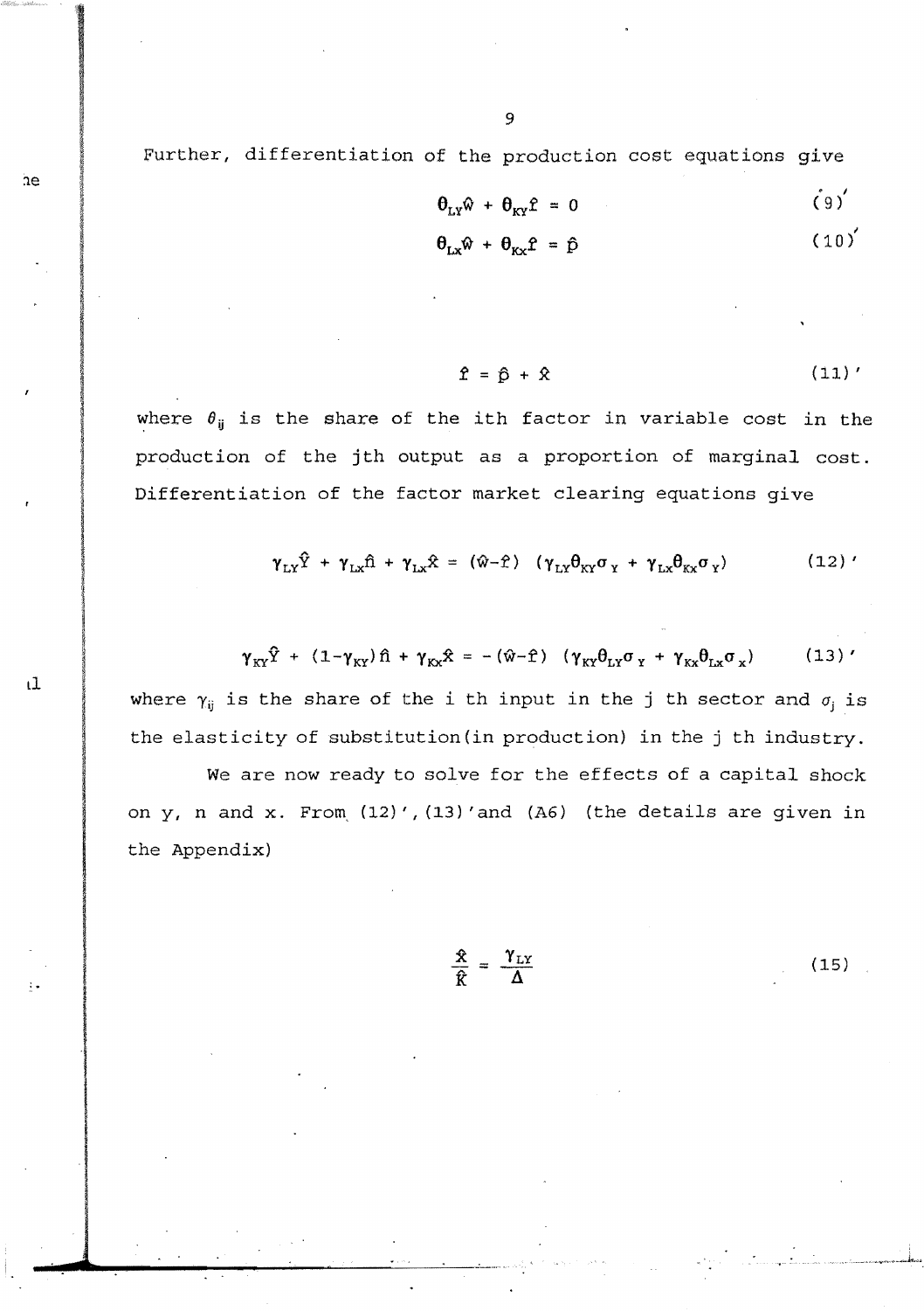Further, differentiation of the production cost equations give

$$\theta_{LY}\hat{w} + \theta_{KY}\hat{r} = 0 \tag{9'}$$

$$\theta_{Lx}\hat{w} + \theta_{Kx}\hat{r} = \hat{p} \tag{10'}$$

$$\hat{r} = \hat{p} + \hat{x} \tag{11'}$$

where $\theta_{ij}$ is the share of the ith factor in variable cost in the production of the jth output as a proportion of marginal cost. Differentiation of the factor market clearing equations give

$$\gamma_{LY}\hat{Y} + \gamma_{Lx}\hat{n} + \gamma_{Lx}\hat{x} = (\hat{w}-\hat{r})\ (\gamma_{LY}\theta_{KY}\sigma_Y + \gamma_{Lx}\theta_{Kx}\sigma_Y) \tag{12'}$$

$$\gamma_{KY}\hat{Y} + (1-\gamma_{KY})\hat{n} + \gamma_{Kx}\hat{x} = -(\hat{w}-\hat{r})\ (\gamma_{KY}\theta_{LY}\sigma_Y + \gamma_{Kx}\theta_{Lx}\sigma_x) \tag{13'}$$

where $\gamma_{ij}$ is the share of the i th input in the j th sector and $\sigma_j$ is the elasticity of substitution(in production) in the j th industry.

We are now ready to solve for the effects of a capital shock on y, n and x. From (12)',(13)'and (A6) (the details are given in the Appendix)

$$\frac{\hat{x}}{\hat{K}} = \frac{\gamma_{LY}}{\Delta} \tag{15}$$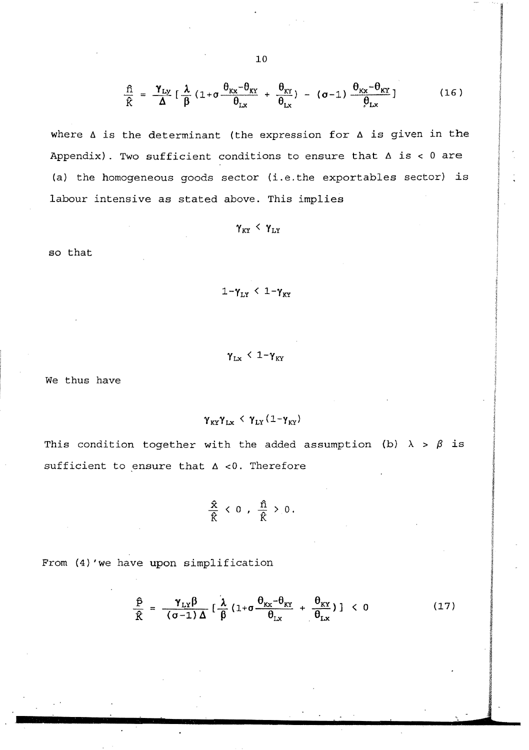$$\frac{\hat{n}}{\hat{K}} = \frac{\gamma_{LY}}{\Delta}\left[\frac{\lambda}{\beta}\left(1+\sigma\frac{\theta_{KX}-\theta_{KY}}{\theta_{LX}}+\frac{\theta_{KY}}{\theta_{LX}}\right)-(\sigma-1)\frac{\theta_{KX}-\theta_{KY}}{\theta_{LX}}\right] \tag{16}$$

where $\Delta$ is the determinant (the expression for $\Delta$ is given in the Appendix). Two sufficient conditions to ensure that $\Delta$ is $< 0$ are (a) the homogeneous goods sector (i.e.the exportables sector) is labour intensive as stated above. This implies

$$\gamma_{KY} < \gamma_{LY}$$

so that

$$1-\gamma_{LY} < 1-\gamma_{KY}$$

$$\gamma_{LX} < 1-\gamma_{KY}$$

We thus have

$$\gamma_{KY}\gamma_{LX} < \gamma_{LY}(1-\gamma_{KY})$$

This condition together with the added assumption (b) $\lambda > \beta$ is sufficient to ensure that $\Delta < 0$. Therefore

$$\frac{\hat{x}}{\hat{K}} < 0\ ,\ \frac{\hat{n}}{\hat{K}} > 0.$$

From (4)'we have upon simplification

$$\frac{\hat{p}}{\hat{K}} = \frac{\gamma_{LY}\beta}{(\sigma-1)\Delta}\left[\frac{\lambda}{\beta}\left(1+\sigma\frac{\theta_{KX}-\theta_{KY}}{\theta_{LX}}+\frac{\theta_{KY}}{\theta_{LX}}\right)\right] < 0 \tag{17}$$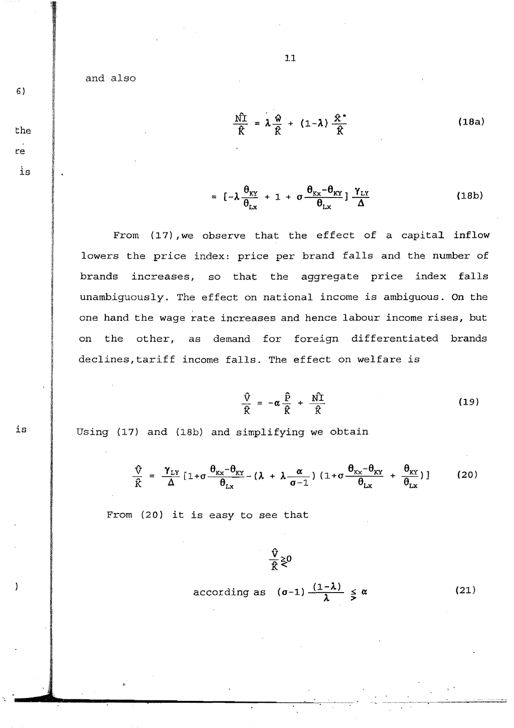and also

$$\frac{\hat{NI}}{\hat{K}} = \lambda \frac{\hat{w}}{\hat{K}} + (1-\lambda)\frac{\hat{x}^*}{\hat{K}} \tag{18a}$$

$$= [-\lambda \frac{\theta_{KY}}{\theta_{Lx}} + 1 + \sigma \frac{\theta_{Kx}-\theta_{KY}}{\theta_{Lx}}] \frac{\gamma_{LY}}{\Delta} \tag{18b}$$

From (17), we observe that the effect of a capital inflow lowers the price index: price per brand falls and the number of brands increases, so that the aggregate price index falls unambiguously. The effect on national income is ambiguous. On the one hand the wage rate increases and hence labour income rises, but on the other, as demand for foreign differentiated brands declines, tariff income falls. The effect on welfare is

$$\frac{\hat{V}}{\hat{K}} = -\alpha \frac{\hat{P}}{\hat{K}} + \frac{\hat{NI}}{\hat{K}} \tag{19}$$

Using (17) and (18b) and simplifying we obtain

$$\frac{\hat{V}}{\hat{K}} = \frac{\gamma_{LY}}{\Delta}[1+\sigma\frac{\theta_{Kx}-\theta_{KY}}{\theta_{Lx}} - (\lambda + \lambda\frac{\alpha}{\sigma-1})(1+\sigma\frac{\theta_{Kx}-\theta_{KY}}{\theta_{Lx}} + \frac{\theta_{KY}}{\theta_{Lx}})] \tag{20}$$

From (20) it is easy to see that

$$\frac{\hat{V}}{\hat{K}} \gtrless 0$$

$$\text{according as} \quad (\sigma-1)\frac{(1-\lambda)}{\lambda} \lesseqgtr \alpha \tag{21}$$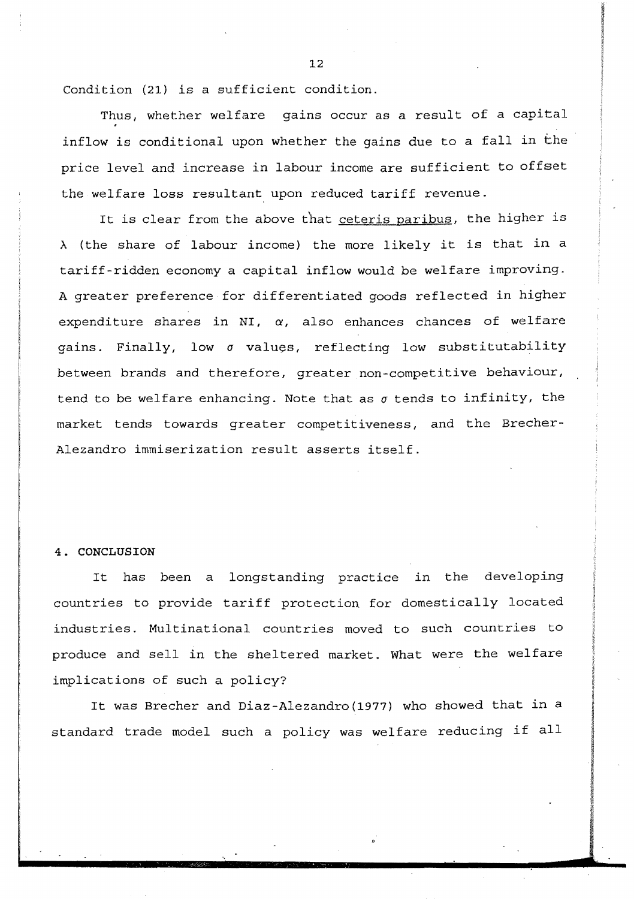Condition (21) is a sufficient condition.

Thus, whether welfare gains occur as a result of a capital inflow is conditional upon whether the gains due to a fall in the price level and increase in labour income are sufficient to offset the welfare loss resultant upon reduced tariff revenue.

It is clear from the above that <u>ceteris paribus</u>, the higher is $\lambda$ (the share of labour income) the more likely it is that in a tariff-ridden economy a capital inflow would be welfare improving. A greater preference for differentiated goods reflected in higher expenditure shares in NI, $\alpha$, also enhances chances of welfare gains. Finally, low $\sigma$ values, reflecting low substitutability between brands and therefore, greater non-competitive behaviour, tend to be welfare enhancing. Note that as $\sigma$ tends to infinity, the market tends towards greater competitiveness, and the Brecher-Alezandro immiserization result asserts itself.

## 4. CONCLUSION

It has been a longstanding practice in the developing countries to provide tariff protection for domestically located industries. Multinational countries moved to such countries to produce and sell in the sheltered market. What were the welfare implications of such a policy?

It was Brecher and Diaz-Alezandro(1977) who showed that in a standard trade model such a policy was welfare reducing if all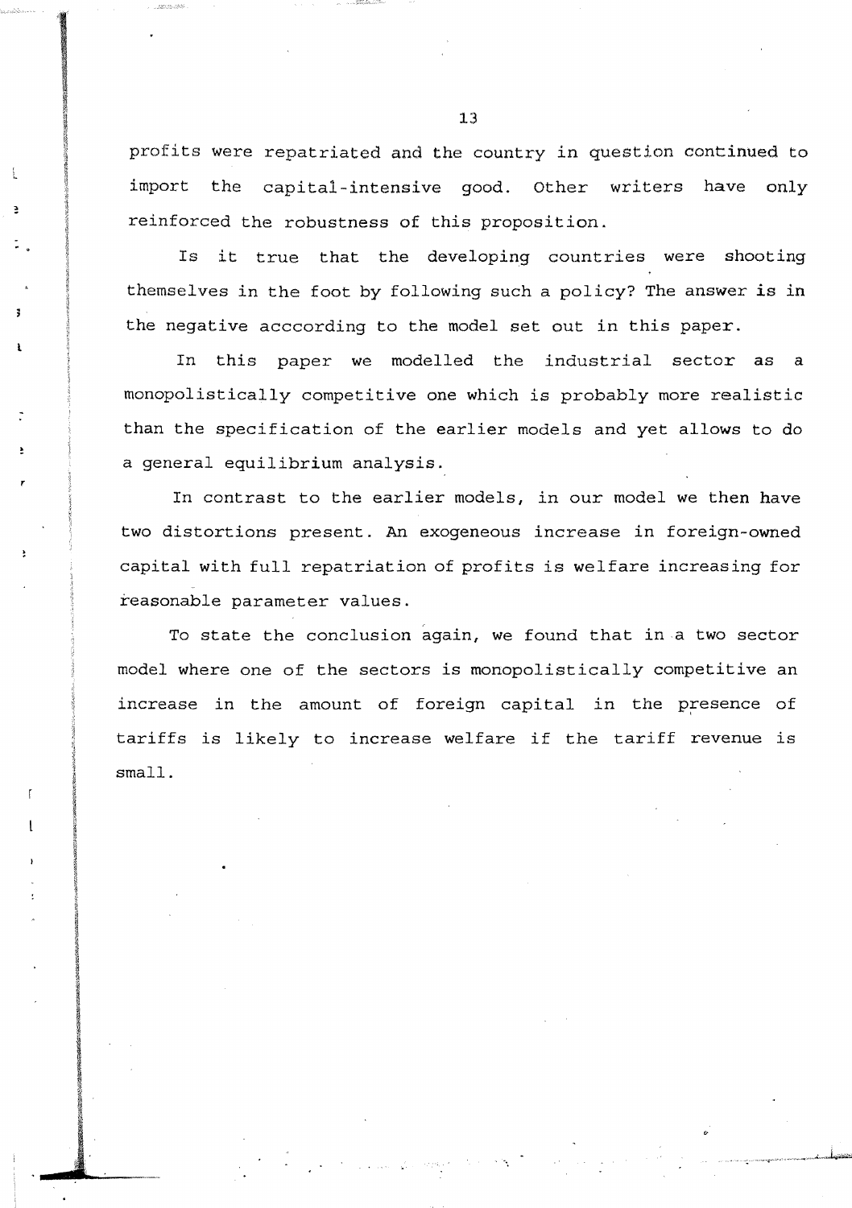profits were repatriated and the country in question continued to import the capital-intensive good. Other writers have only reinforced the robustness of this proposition.

Is it true that the developing countries were shooting themselves in the foot by following such a policy? The answer is in the negative acccording to the model set out in this paper.

In this paper we modelled the industrial sector as a monopolistically competitive one which is probably more realistic than the specification of the earlier models and yet allows to do a general equilibrium analysis.

In contrast to the earlier models, in our model we then have two distortions present. An exogeneous increase in foreign-owned capital with full repatriation of profits is welfare increasing for reasonable parameter values.

To state the conclusion again, we found that in a two sector model where one of the sectors is monopolistically competitive an increase in the amount of foreign capital in the presence of tariffs is likely to increase welfare if the tariff revenue is small.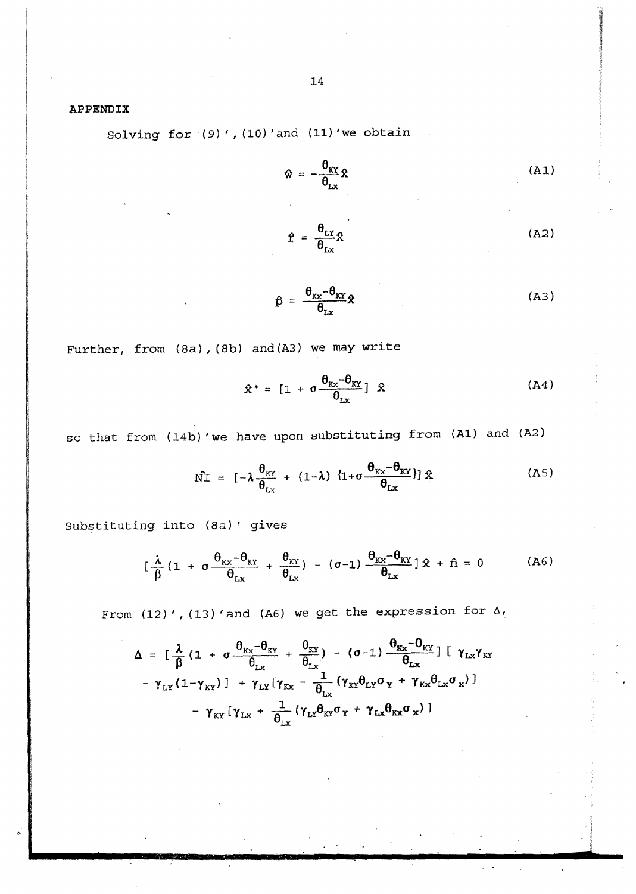## APPENDIX

Solving for (9)', (10)' and (11)' we obtain

$$\hat{w} = -\frac{\theta_{KY}}{\theta_{Lx}}\hat{x} \tag{A1}$$

$$\hat{r} = \frac{\theta_{LY}}{\theta_{Lx}}\hat{x} \tag{A2}$$

$$\hat{p} = \frac{\theta_{Kx}-\theta_{KY}}{\theta_{Lx}}\hat{x} \tag{A3}$$

Further, from (8a), (8b) and (A3) we may write

$$\hat{x}^* = [1 + \sigma\frac{\theta_{Kx}-\theta_{KY}}{\theta_{Lx}}]\ \hat{x} \tag{A4}$$

so that from (14b)' we have upon substituting from (A1) and (A2)

$$\hat{NI} = [-\lambda\frac{\theta_{KY}}{\theta_{Lx}} + (1-\lambda)\ \{1+\sigma\frac{\theta_{Kx}-\theta_{KY}}{\theta_{Lx}}\}]\ \hat{x} \tag{A5}$$

Substituting into (8a)' gives

$$[\frac{\lambda}{\beta}(1 + \sigma\frac{\theta_{Kx}-\theta_{KY}}{\theta_{Lx}} + \frac{\theta_{KY}}{\theta_{Lx}}) - (\sigma-1)\frac{\theta_{Kx}-\theta_{KY}}{\theta_{Lx}}]\ \hat{x} + \hat{n} = 0 \tag{A6}$$

From (12)', (13)' and (A6) we get the expression for $\Delta$,

$$\begin{aligned}\Delta = [\frac{\lambda}{\beta}(1 + \sigma\frac{\theta_{Kx}-\theta_{KY}}{\theta_{Lx}} + \frac{\theta_{KY}}{\theta_{Lx}}) - (\sigma-1)\frac{\theta_{Kx}-\theta_{KY}}{\theta_{Lx}}]\ [\ \gamma_{Lx}\gamma_{KY} \\ - \gamma_{LY}(1-\gamma_{KY})] + \gamma_{LY}[\gamma_{Kx} - \frac{1}{\theta_{Lx}}(\gamma_{KY}\theta_{LY}\sigma_{Y} + \gamma_{Kx}\theta_{Lx}\sigma_{x})] \\ - \gamma_{KY}[\gamma_{Lx} + \frac{1}{\theta_{Lx}}(\gamma_{LY}\theta_{KY}\sigma_{Y} + \gamma_{Lx}\theta_{Kx}\sigma_{x})]\end{aligned}$$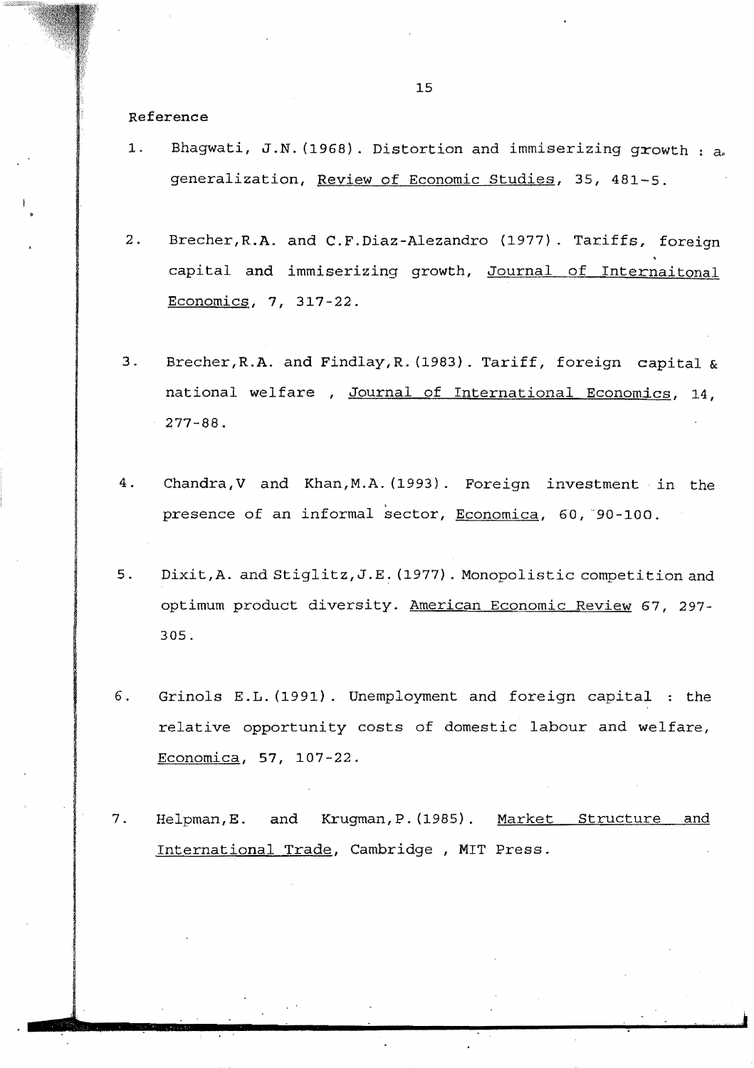## Reference

1. Bhagwati, J.N.(1968). Distortion and immiserizing growth : a generalization, <u>Review of Economic Studies</u>, 35, 481-5.

2. Brecher,R.A. and C.F.Diaz-Alezandro (1977). Tariffs, foreign capital and immiserizing growth, <u>Journal of Internaitonal Economics</u>, 7, 317-22.

3. Brecher,R.A. and Findlay,R.(1983). Tariff, foreign capital & national welfare , <u>Journal of International Economics</u>, 14, 277-88.

4. Chandra,V and Khan,M.A.(1993). Foreign investment in the presence of an informal sector, <u>Economica</u>, 60, 90-100.

5. Dixit,A. and Stiglitz,J.E.(1977). Monopolistic competition and optimum product diversity. <u>American Economic Review</u> 67, 297-305.

6. Grinols E.L.(1991). Unemployment and foreign capital : the relative opportunity costs of domestic labour and welfare, <u>Economica</u>, 57, 107-22.

7. Helpman,E. and Krugman,P.(1985). <u>Market Structure and International Trade</u>, Cambridge , MIT Press.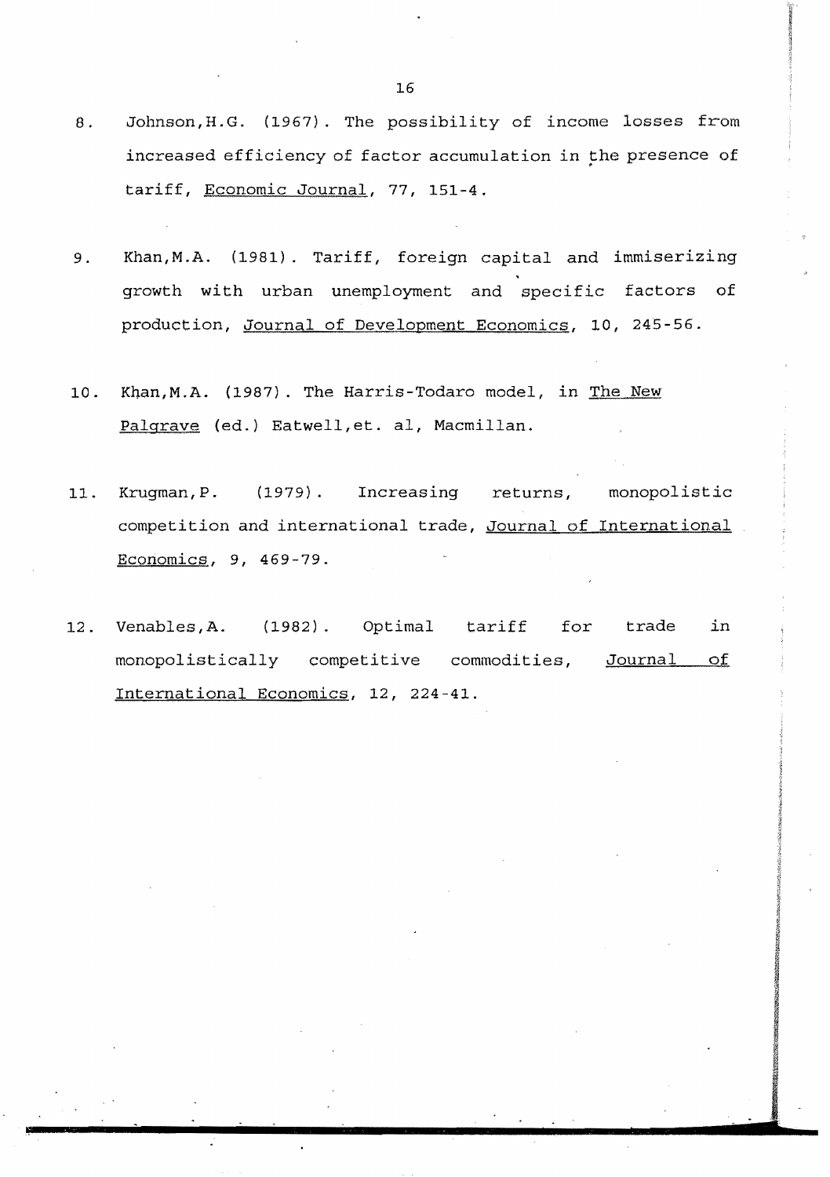8. Johnson, H.G. (1967). The possibility of income losses from increased efficiency of factor accumulation in the presence of tariff, Economic Journal, 77, 151-4.

9. Khan, M.A. (1981). Tariff, foreign capital and immiserizing growth with urban unemployment and specific factors of production, Journal of Development Economics, 10, 245-56.

10. Khan, M.A. (1987). The Harris-Todaro model, in The New Palgrave (ed.) Eatwell, et. al, Macmillan.

11. Krugman, P. (1979). Increasing returns, monopolistic competition and international trade, Journal of International Economics, 9, 469-79.

12. Venables, A. (1982). Optimal tariff for trade in monopolistically competitive commodities, Journal of International Economics, 12, 224-41.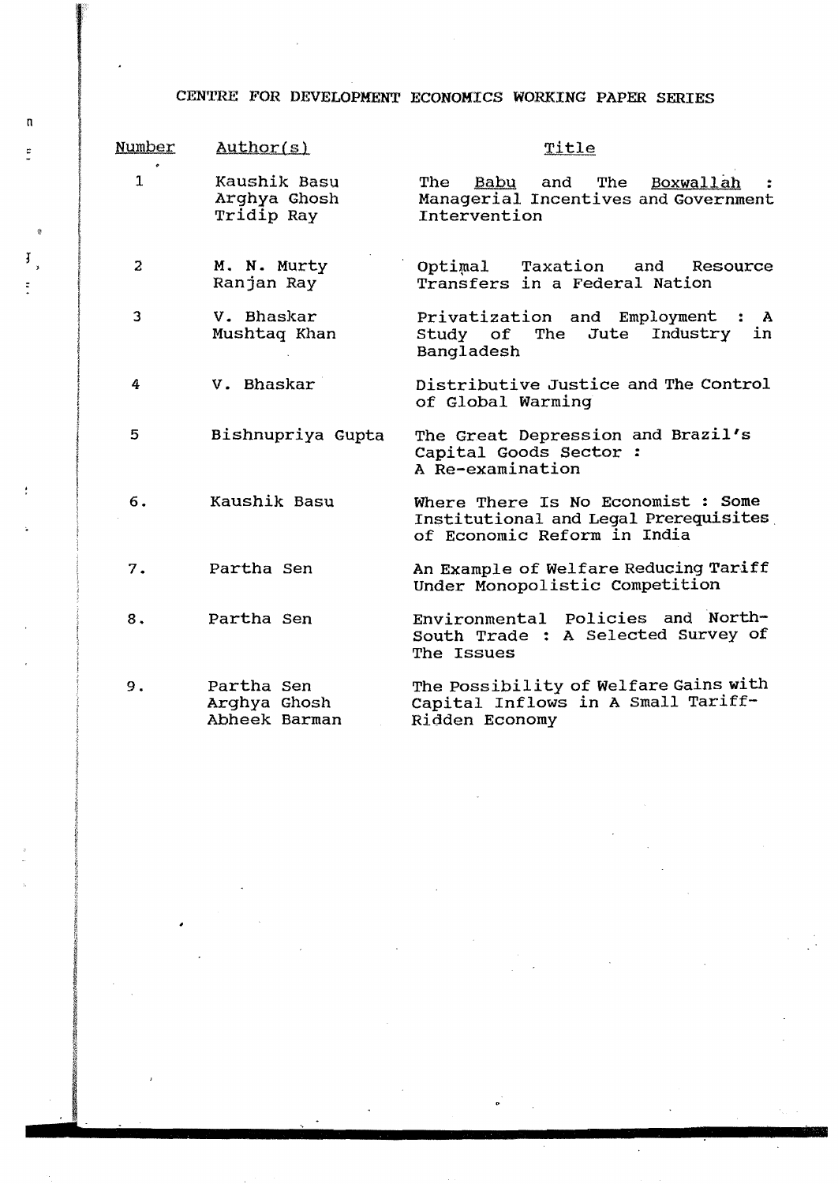# CENTRE FOR DEVELOPMENT ECONOMICS WORKING PAPER SERIES

| Number | Author(s) | Title |
|---|---|---|
| 1 | Kaushik Basu<br>Arghya Ghosh<br>Tridip Ray | The Babu and The Boxwallah : Managerial Incentives and Government Intervention |
| 2 | M. N. Murty<br>Ranjan Ray | Optimal Taxation and Resource Transfers in a Federal Nation |
| 3 | V. Bhaskar<br>Mushtaq Khan | Privatization and Employment : A Study of The Jute Industry in Bangladesh |
| 4 | V. Bhaskar | Distributive Justice and The Control of Global Warming |
| 5 | Bishnupriya Gupta | The Great Depression and Brazil's Capital Goods Sector : A Re-examination |
| 6. | Kaushik Basu | Where There Is No Economist : Some Institutional and Legal Prerequisites of Economic Reform in India |
| 7. | Partha Sen | An Example of Welfare Reducing Tariff Under Monopolistic Competition |
| 8. | Partha Sen | Environmental Policies and North-South Trade : A Selected Survey of The Issues |
| 9. | Partha Sen<br>Arghya Ghosh<br>Abheek Barman | The Possibility of Welfare Gains with Capital Inflows in A Small Tariff-Ridden Economy |